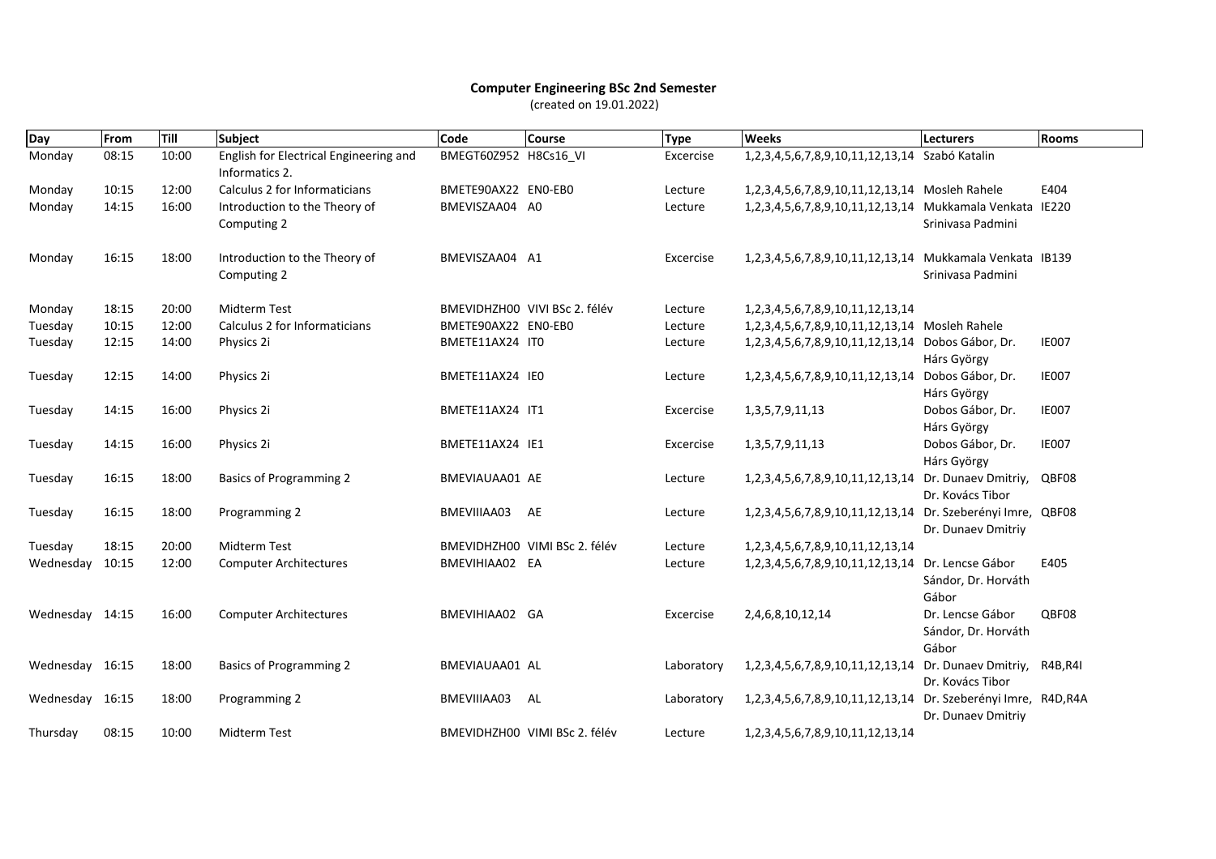# Computer Engineering BSc 2nd Semester

(created on 19.01.2022)

| Day | From | Till | Subject | Code | Course | Type | Weeks | Lecturers | Rooms |
|---|---|---|---|---|---|---|---|---|---|
| Monday | 08:15 | 10:00 | English for Electrical Engineering and Informatics 2. | BMEGT60Z952 | H8Cs16_VI | Excercise | 1,2,3,4,5,6,7,8,9,10,11,12,13,14 | Szabó Katalin | |
| Monday | 10:15 | 12:00 | Calculus 2 for Informaticians | BMETE90AX22 | EN0-EB0 | Lecture | 1,2,3,4,5,6,7,8,9,10,11,12,13,14 | Mosleh Rahele | E404 |
| Monday | 14:15 | 16:00 | Introduction to the Theory of Computing 2 | BMEVISZAA04 | A0 | Lecture | 1,2,3,4,5,6,7,8,9,10,11,12,13,14 | Mukkamala Venkata Srinivasa Padmini | IE220 |
| Monday | 16:15 | 18:00 | Introduction to the Theory of Computing 2 | BMEVISZAA04 | A1 | Excercise | 1,2,3,4,5,6,7,8,9,10,11,12,13,14 | Mukkamala Venkata Srinivasa Padmini | IB139 |
| Monday | 18:15 | 20:00 | Midterm Test | BMEVIDHZH00 | VIVI BSc 2. félév | Lecture | 1,2,3,4,5,6,7,8,9,10,11,12,13,14 | | |
| Tuesday | 10:15 | 12:00 | Calculus 2 for Informaticians | BMETE90AX22 | EN0-EB0 | Lecture | 1,2,3,4,5,6,7,8,9,10,11,12,13,14 | Mosleh Rahele | |
| Tuesday | 12:15 | 14:00 | Physics 2i | BMETE11AX24 | IT0 | Lecture | 1,2,3,4,5,6,7,8,9,10,11,12,13,14 | Dobos Gábor, Dr. Hárs György | IE007 |
| Tuesday | 12:15 | 14:00 | Physics 2i | BMETE11AX24 | IE0 | Lecture | 1,2,3,4,5,6,7,8,9,10,11,12,13,14 | Dobos Gábor, Dr. Hárs György | IE007 |
| Tuesday | 14:15 | 16:00 | Physics 2i | BMETE11AX24 | IT1 | Excercise | 1,3,5,7,9,11,13 | Dobos Gábor, Dr. Hárs György | IE007 |
| Tuesday | 14:15 | 16:00 | Physics 2i | BMETE11AX24 | IE1 | Excercise | 1,3,5,7,9,11,13 | Dobos Gábor, Dr. Hárs György | IE007 |
| Tuesday | 16:15 | 18:00 | Basics of Programming 2 | BMEVIAUAA01 | AE | Lecture | 1,2,3,4,5,6,7,8,9,10,11,12,13,14 | Dr. Dunaev Dmitriy, Dr. Kovács Tibor | QBF08 |
| Tuesday | 16:15 | 18:00 | Programming 2 | BMEVIIIAA03 | AE | Lecture | 1,2,3,4,5,6,7,8,9,10,11,12,13,14 | Dr. Szeberényi Imre, Dr. Dunaev Dmitriy | QBF08 |
| Tuesday | 18:15 | 20:00 | Midterm Test | BMEVIDHZH00 | VIMI BSc 2. félév | Lecture | 1,2,3,4,5,6,7,8,9,10,11,12,13,14 | | |
| Wednesday | 10:15 | 12:00 | Computer Architectures | BMEVIHIAA02 | EA | Lecture | 1,2,3,4,5,6,7,8,9,10,11,12,13,14 | Dr. Lencse Gábor Sándor, Dr. Horváth Gábor | E405 |
| Wednesday | 14:15 | 16:00 | Computer Architectures | BMEVIHIAA02 | GA | Excercise | 2,4,6,8,10,12,14 | Dr. Lencse Gábor Sándor, Dr. Horváth Gábor | QBF08 |
| Wednesday | 16:15 | 18:00 | Basics of Programming 2 | BMEVIAUAA01 | AL | Laboratory | 1,2,3,4,5,6,7,8,9,10,11,12,13,14 | Dr. Dunaev Dmitriy, Dr. Kovács Tibor | R4B,R4I |
| Wednesday | 16:15 | 18:00 | Programming 2 | BMEVIIIAA03 | AL | Laboratory | 1,2,3,4,5,6,7,8,9,10,11,12,13,14 | Dr. Szeberényi Imre, Dr. Dunaev Dmitriy | R4D,R4A |
| Thursday | 08:15 | 10:00 | Midterm Test | BMEVIDHZH00 | VIMI BSc 2. félév | Lecture | 1,2,3,4,5,6,7,8,9,10,11,12,13,14 | | |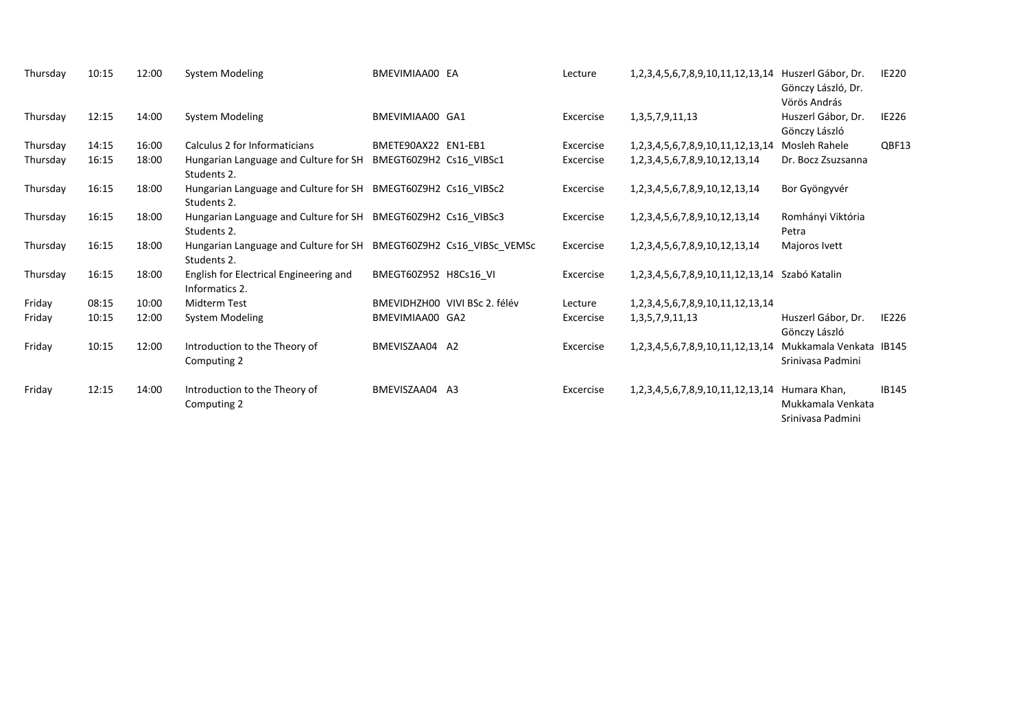| | | | | | | | | | |
|---|---|---|---|---|---|---|---|---|---|
| Thursday | 10:15 | 12:00 | System Modeling | BMEVIMIAA00 | EA | Lecture | 1,2,3,4,5,6,7,8,9,10,11,12,13,14 | Huszerl Gábor, Dr. Gönczy László, Dr. Vörös András | IE220 |
| Thursday | 12:15 | 14:00 | System Modeling | BMEVIMIAA00 | GA1 | Excercise | 1,3,5,7,9,11,13 | Huszerl Gábor, Dr. Gönczy László | IE226 |
| Thursday | 14:15 | 16:00 | Calculus 2 for Informaticians | BMETE90AX22 | EN1-EB1 | Excercise | 1,2,3,4,5,6,7,8,9,10,11,12,13,14 | Mosleh Rahele | QBF13 |
| Thursday | 16:15 | 18:00 | Hungarian Language and Culture for SH Students 2. | BMEGT60Z9H2 | Cs16_VIBSc1 | Excercise | 1,2,3,4,5,6,7,8,9,10,12,13,14 | Dr. Bocz Zsuzsanna | |
| Thursday | 16:15 | 18:00 | Hungarian Language and Culture for SH Students 2. | BMEGT60Z9H2 | Cs16_VIBSc2 | Excercise | 1,2,3,4,5,6,7,8,9,10,12,13,14 | Bor Gyöngyvér | |
| Thursday | 16:15 | 18:00 | Hungarian Language and Culture for SH Students 2. | BMEGT60Z9H2 | Cs16_VIBSc3 | Excercise | 1,2,3,4,5,6,7,8,9,10,12,13,14 | Romhányi Viktória Petra | |
| Thursday | 16:15 | 18:00 | Hungarian Language and Culture for SH Students 2. | BMEGT60Z9H2 | Cs16_VIBSc_VEMSc | Excercise | 1,2,3,4,5,6,7,8,9,10,12,13,14 | Majoros Ivett | |
| Thursday | 16:15 | 18:00 | English for Electrical Engineering and Informatics 2. | BMEGT60Z952 | H8Cs16_VI | Excercise | 1,2,3,4,5,6,7,8,9,10,11,12,13,14 | Szabó Katalin | |
| Friday | 08:15 | 10:00 | Midterm Test | BMEVIDHZH00 | VIVI BSc 2. félév | Lecture | 1,2,3,4,5,6,7,8,9,10,11,12,13,14 | | |
| Friday | 10:15 | 12:00 | System Modeling | BMEVIMIAA00 | GA2 | Excercise | 1,3,5,7,9,11,13 | Huszerl Gábor, Dr. Gönczy László | IE226 |
| Friday | 10:15 | 12:00 | Introduction to the Theory of Computing 2 | BMEVISZAA04 | A2 | Excercise | 1,2,3,4,5,6,7,8,9,10,11,12,13,14 | Mukkamala Venkata Srinivasa Padmini | IB145 |
| Friday | 12:15 | 14:00 | Introduction to the Theory of Computing 2 | BMEVISZAA04 | A3 | Excercise | 1,2,3,4,5,6,7,8,9,10,11,12,13,14 | Humara Khan, Mukkamala Venkata Srinivasa Padmini | IB145 |